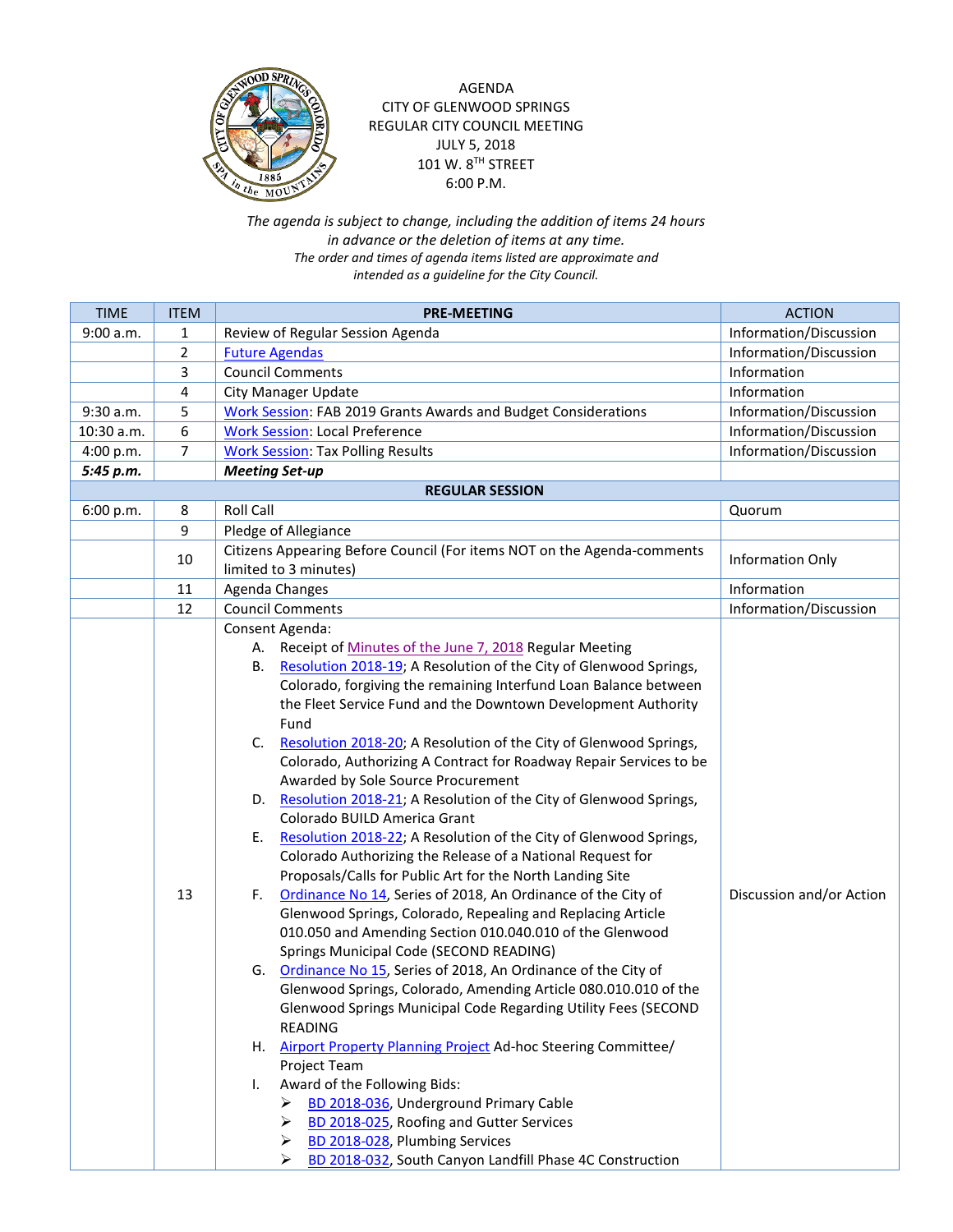AGENDA
CITY OF GLENWOOD SPRINGS
REGULAR CITY COUNCIL MEETING
JULY 5, 2018
101 W. 8TH STREET
6:00 P.M.

*The agenda is subject to change, including the addition of items 24 hours in advance or the deletion of items at any time.*
*The order and times of agenda items listed are approximate and intended as a guideline for the City Council.*

| TIME | ITEM | PRE-MEETING | ACTION |
|---|---|---|---|
| 9:00 a.m. | 1 | Review of Regular Session Agenda | Information/Discussion |
| | 2 | Future Agendas | Information/Discussion |
| | 3 | Council Comments | Information |
| | 4 | City Manager Update | Information |
| 9:30 a.m. | 5 | Work Session: FAB 2019 Grants Awards and Budget Considerations | Information/Discussion |
| 10:30 a.m. | 6 | Work Session: Local Preference | Information/Discussion |
| 4:00 p.m. | 7 | Work Session: Tax Polling Results | Information/Discussion |
| ***5:45 p.m.*** | | ***Meeting Set-up*** | |
| | | **REGULAR SESSION** | |
| 6:00 p.m. | 8 | Roll Call | Quorum |
| | 9 | Pledge of Allegiance | |
| | 10 | Citizens Appearing Before Council (For items NOT on the Agenda-comments limited to 3 minutes) | Information Only |
| | 11 | Agenda Changes | Information |
| | 12 | Council Comments | Information/Discussion |
| | 13 | Consent Agenda:<br>A. Receipt of Minutes of the June 7, 2018 Regular Meeting<br>B. Resolution 2018-19; A Resolution of the City of Glenwood Springs, Colorado, forgiving the remaining Interfund Loan Balance between the Fleet Service Fund and the Downtown Development Authority Fund<br>C. Resolution 2018-20; A Resolution of the City of Glenwood Springs, Colorado, Authorizing A Contract for Roadway Repair Services to be Awarded by Sole Source Procurement<br>D. Resolution 2018-21; A Resolution of the City of Glenwood Springs, Colorado BUILD America Grant<br>E. Resolution 2018-22; A Resolution of the City of Glenwood Springs, Colorado Authorizing the Release of a National Request for Proposals/Calls for Public Art for the North Landing Site<br>F. Ordinance No 14, Series of 2018, An Ordinance of the City of Glenwood Springs, Colorado, Repealing and Replacing Article 010.050 and Amending Section 010.040.010 of the Glenwood Springs Municipal Code (SECOND READING)<br>G. Ordinance No 15, Series of 2018, An Ordinance of the City of Glenwood Springs, Colorado, Amending Article 080.010.010 of the Glenwood Springs Municipal Code Regarding Utility Fees (SECOND READING<br>H. Airport Property Planning Project Ad-hoc Steering Committee/ Project Team<br>I. Award of the Following Bids:<br>➢ BD 2018-036, Underground Primary Cable<br>➢ BD 2018-025, Roofing and Gutter Services<br>➢ BD 2018-028, Plumbing Services<br>➢ BD 2018-032, South Canyon Landfill Phase 4C Construction | Discussion and/or Action |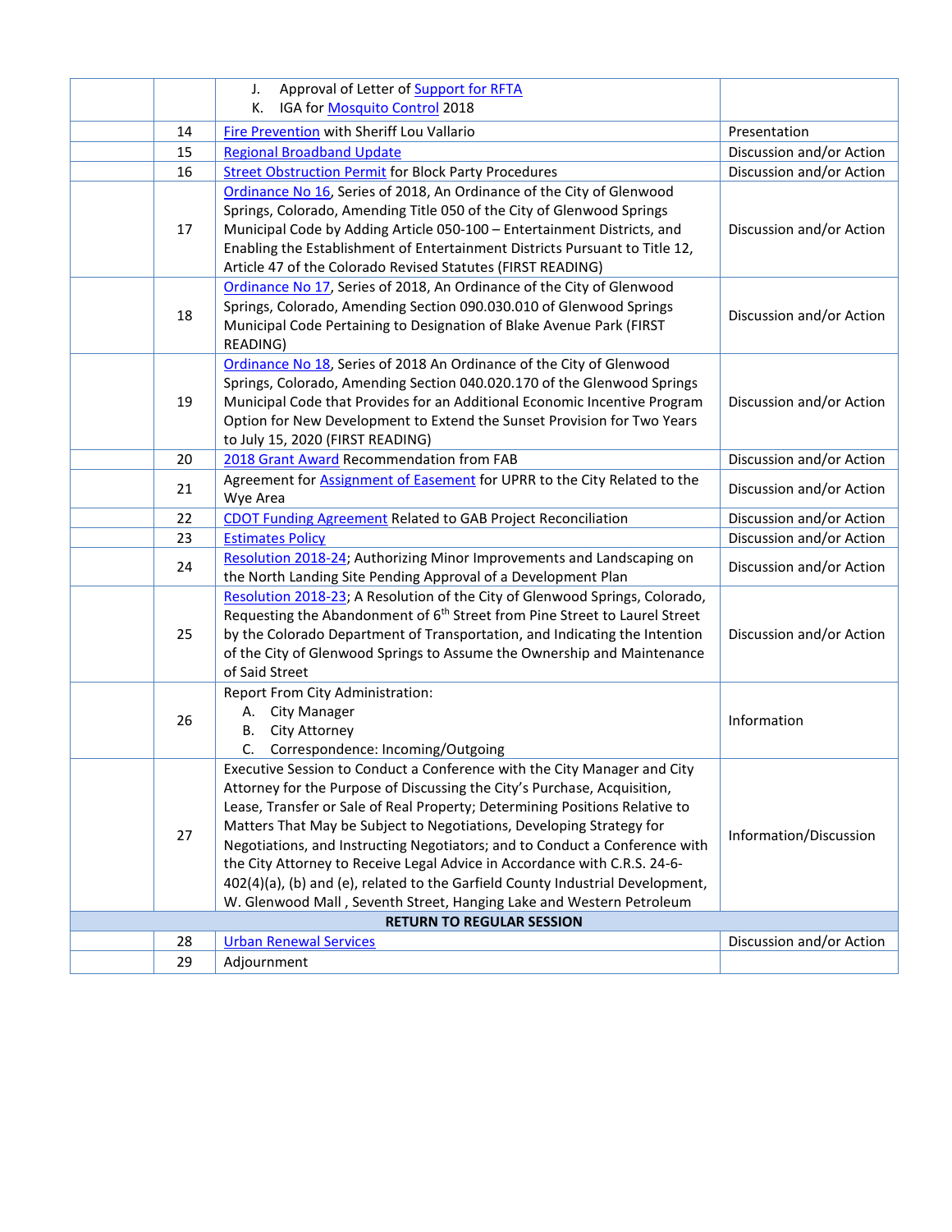| | | | |
|---|---|---|---|
| | | J. Approval of Letter of Support for RFTA<br>K. IGA for Mosquito Control 2018 | |
| | 14 | Fire Prevention with Sheriff Lou Vallario | Presentation |
| | 15 | Regional Broadband Update | Discussion and/or Action |
| | 16 | Street Obstruction Permit for Block Party Procedures | Discussion and/or Action |
| | 17 | Ordinance No 16, Series of 2018, An Ordinance of the City of Glenwood Springs, Colorado, Amending Title 050 of the City of Glenwood Springs Municipal Code by Adding Article 050-100 – Entertainment Districts, and Enabling the Establishment of Entertainment Districts Pursuant to Title 12, Article 47 of the Colorado Revised Statutes (FIRST READING) | Discussion and/or Action |
| | 18 | Ordinance No 17, Series of 2018, An Ordinance of the City of Glenwood Springs, Colorado, Amending Section 090.030.010 of Glenwood Springs Municipal Code Pertaining to Designation of Blake Avenue Park (FIRST READING) | Discussion and/or Action |
| | 19 | Ordinance No 18, Series of 2018 An Ordinance of the City of Glenwood Springs, Colorado, Amending Section 040.020.170 of the Glenwood Springs Municipal Code that Provides for an Additional Economic Incentive Program Option for New Development to Extend the Sunset Provision for Two Years to July 15, 2020 (FIRST READING) | Discussion and/or Action |
| | 20 | 2018 Grant Award Recommendation from FAB | Discussion and/or Action |
| | 21 | Agreement for Assignment of Easement for UPRR to the City Related to the Wye Area | Discussion and/or Action |
| | 22 | CDOT Funding Agreement Related to GAB Project Reconciliation | Discussion and/or Action |
| | 23 | Estimates Policy | Discussion and/or Action |
| | 24 | Resolution 2018-24; Authorizing Minor Improvements and Landscaping on the North Landing Site Pending Approval of a Development Plan | Discussion and/or Action |
| | 25 | Resolution 2018-23; A Resolution of the City of Glenwood Springs, Colorado, Requesting the Abandonment of 6th Street from Pine Street to Laurel Street by the Colorado Department of Transportation, and Indicating the Intention of the City of Glenwood Springs to Assume the Ownership and Maintenance of Said Street | Discussion and/or Action |
| | 26 | Report From City Administration:<br>A. City Manager<br>B. City Attorney<br>C. Correspondence: Incoming/Outgoing | Information |
| | 27 | Executive Session to Conduct a Conference with the City Manager and City Attorney for the Purpose of Discussing the City's Purchase, Acquisition, Lease, Transfer or Sale of Real Property; Determining Positions Relative to Matters That May be Subject to Negotiations, Developing Strategy for Negotiations, and Instructing Negotiators; and to Conduct a Conference with the City Attorney to Receive Legal Advice in Accordance with C.R.S. 24-6-402(4)(a), (b) and (e), related to the Garfield County Industrial Development, W. Glenwood Mall , Seventh Street, Hanging Lake and Western Petroleum | Information/Discussion |
| **RETURN TO REGULAR SESSION** | | | |
| | 28 | Urban Renewal Services | Discussion and/or Action |
| | 29 | Adjournment | |